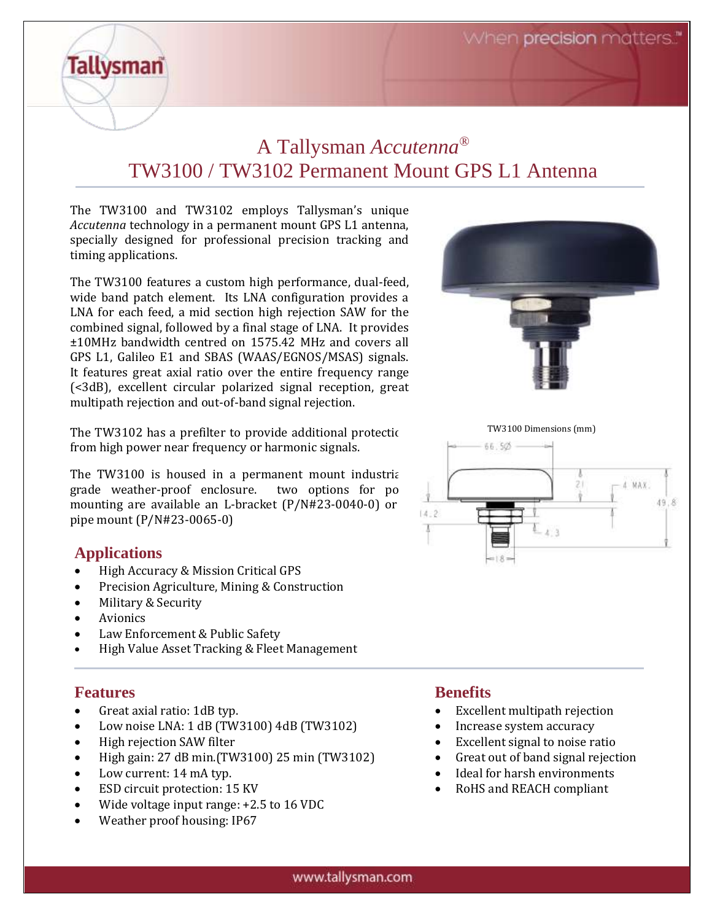# A Tallysman *Accutenna*®
# TW3100 / TW3102 Permanent Mount GPS L1 Antenna

The TW3100 and TW3102 employs Tallysman's unique *Accutenna* technology in a permanent mount GPS L1 antenna, specially designed for professional precision tracking and timing applications.

The TW3100 features a custom high performance, dual-feed, wide band patch element. Its LNA configuration provides a LNA for each feed, a mid section high rejection SAW for the combined signal, followed by a final stage of LNA. It provides ±10MHz bandwidth centred on 1575.42 MHz and covers all GPS L1, Galileo E1 and SBAS (WAAS/EGNOS/MSAS) signals. It features great axial ratio over the entire frequency range (<3dB), excellent circular polarized signal reception, great multipath rejection and out-of-band signal rejection.

The TW3102 has a prefilter to provide additional protectic from high power near frequency or harmonic signals.

The TW3100 is housed in a permanent mount industria grade weather-proof enclosure. two options for po mounting are available an L-bracket (P/N#23-0040-0) or pipe mount (P/N#23-0065-0)

TW3100 Dimensions (mm)

## Applications

- High Accuracy & Mission Critical GPS
- Precision Agriculture, Mining & Construction
- Military & Security
- Avionics
- Law Enforcement & Public Safety
- High Value Asset Tracking & Fleet Management

## Features

- Great axial ratio: 1dB typ.
- Low noise LNA: 1 dB (TW3100) 4dB (TW3102)
- High rejection SAW filter
- High gain: 27 dB min.(TW3100) 25 min (TW3102)
- Low current: 14 mA typ.
- ESD circuit protection: 15 KV
- Wide voltage input range: +2.5 to 16 VDC
- Weather proof housing: IP67

## Benefits

- Excellent multipath rejection
- Increase system accuracy
- Excellent signal to noise ratio
- Great out of band signal rejection
- Ideal for harsh environments
- RoHS and REACH compliant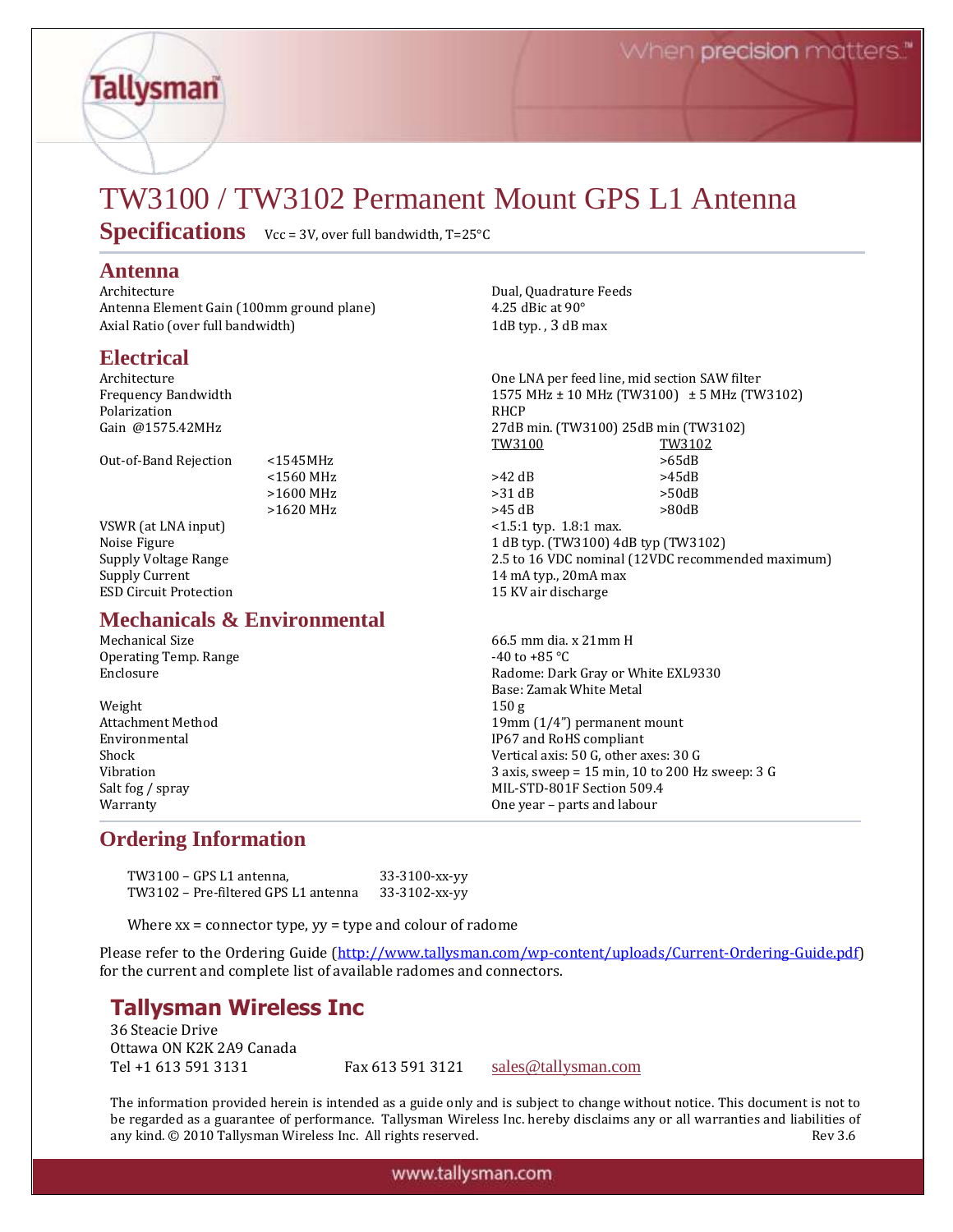# TW3100 / TW3102 Permanent Mount GPS L1 Antenna

## Specifications

Vcc = 3V, over full bandwidth, T=25°C

### Antenna

| | |
|---|---|
| Architecture | Dual, Quadrature Feeds |
| Antenna Element Gain (100mm ground plane) | 4.25 dBic at 90° |
| Axial Ratio (over full bandwidth) | 1dB typ. , 3 dB max |

### Electrical

| | | | |
|---|---|---|---|
| Architecture | | One LNA per feed line, mid section SAW filter | |
| Frequency Bandwidth | | 1575 MHz ± 10 MHz (TW3100) ± 5 MHz (TW3102) | |
| Polarization | | RHCP | |
| Gain @1575.42MHz | | 27dB min. (TW3100) 25dB min (TW3102) | |
| | | TW3100 | TW3102 |
| Out-of-Band Rejection | <1545MHz | | >65dB |
| | <1560 MHz | >42 dB | >45dB |
| | >1600 MHz | >31 dB | >50dB |
| | >1620 MHz | >45 dB | >80dB |
| VSWR (at LNA input) | | <1.5:1 typ. 1.8:1 max. | |
| Noise Figure | | 1 dB typ. (TW3100) 4dB typ (TW3102) | |
| Supply Voltage Range | | 2.5 to 16 VDC nominal (12VDC recommended maximum) | |
| Supply Current | | 14 mA typ., 20mA max | |
| ESD Circuit Protection | | 15 KV air discharge | |

### Mechanicals & Environmental

| | |
|---|---|
| Mechanical Size | 66.5 mm dia. x 21mm H |
| Operating Temp. Range | -40 to +85 °C |
| Enclosure | Radome: Dark Gray or White EXL9330<br>Base: Zamak White Metal |
| Weight | 150 g |
| Attachment Method | 19mm (1/4") permanent mount |
| Environmental | IP67 and RoHS compliant |
| Shock | Vertical axis: 50 G, other axes: 30 G |
| Vibration | 3 axis, sweep = 15 min, 10 to 200 Hz sweep: 3 G |
| Salt fog / spray | MIL-STD-801F Section 509.4 |
| Warranty | One year – parts and labour |

## Ordering Information

| | |
|---|---|
| TW3100 – GPS L1 antenna, | 33-3100-xx-yy |
| TW3102 – Pre-filtered GPS L1 antenna | 33-3102-xx-yy |

Where xx = connector type, yy = type and colour of radome

Please refer to the Ordering Guide (http://www.tallysman.com/wp-content/uploads/Current-Ordering-Guide.pdf) for the current and complete list of available radomes and connectors.

## Tallysman Wireless Inc

36 Steacie Drive
Ottawa ON K2K 2A9 Canada
Tel +1 613 591 3131    Fax 613 591 3121    sales@tallysman.com

The information provided herein is intended as a guide only and is subject to change without notice. This document is not to be regarded as a guarantee of performance. Tallysman Wireless Inc. hereby disclaims any or all warranties and liabilities of any kind. © 2010 Tallysman Wireless Inc. All rights reserved. Rev 3.6

www.tallysman.com